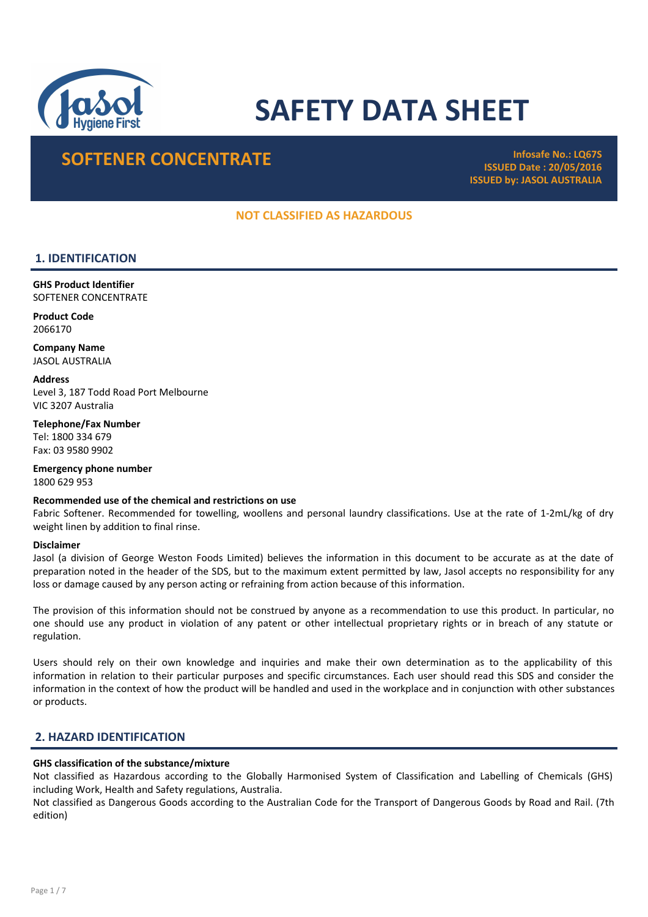# SAFETY DATA SHEET

## SOFTENER CONCENTRATE

**Infosafe No.: LQ67S**
**ISSUED Date : 20/05/2016**
**ISSUED by: JASOL AUSTRALIA**

**NOT CLASSIFIED AS HAZARDOUS**

## 1. IDENTIFICATION

**GHS Product Identifier**
SOFTENER CONCENTRATE

**Product Code**
2066170

**Company Name**
JASOL AUSTRALIA

**Address**
Level 3, 187 Todd Road Port Melbourne
VIC 3207 Australia

**Telephone/Fax Number**
Tel: 1800 334 679
Fax: 03 9580 9902

**Emergency phone number**
1800 629 953

**Recommended use of the chemical and restrictions on use**
Fabric Softener. Recommended for towelling, woollens and personal laundry classifications. Use at the rate of 1-2mL/kg of dry weight linen by addition to final rinse.

**Disclaimer**
Jasol (a division of George Weston Foods Limited) believes the information in this document to be accurate as at the date of preparation noted in the header of the SDS, but to the maximum extent permitted by law, Jasol accepts no responsibility for any loss or damage caused by any person acting or refraining from action because of this information.

The provision of this information should not be construed by anyone as a recommendation to use this product. In particular, no one should use any product in violation of any patent or other intellectual proprietary rights or in breach of any statute or regulation.

Users should rely on their own knowledge and inquiries and make their own determination as to the applicability of this information in relation to their particular purposes and specific circumstances. Each user should read this SDS and consider the information in the context of how the product will be handled and used in the workplace and in conjunction with other substances or products.

## 2. HAZARD IDENTIFICATION

**GHS classification of the substance/mixture**
Not classified as Hazardous according to the Globally Harmonised System of Classification and Labelling of Chemicals (GHS) including Work, Health and Safety regulations, Australia.
Not classified as Dangerous Goods according to the Australian Code for the Transport of Dangerous Goods by Road and Rail. (7th edition)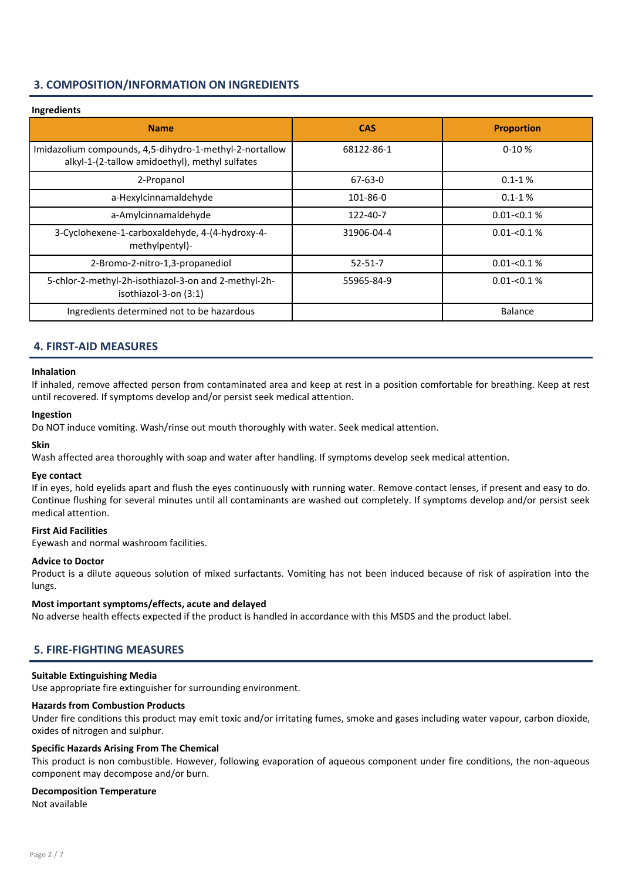## 3. COMPOSITION/INFORMATION ON INGREDIENTS

**Ingredients**

| Name | CAS | Proportion |
|---|---|---|
| Imidazolium compounds, 4,5-dihydro-1-methyl-2-nortallow alkyl-1-(2-tallow amidoethyl), methyl sulfates | 68122-86-1 | 0-10 % |
| 2-Propanol | 67-63-0 | 0.1-1 % |
| a-Hexylcinnamaldehyde | 101-86-0 | 0.1-1 % |
| a-Amylcinnamaldehyde | 122-40-7 | 0.01-<0.1 % |
| 3-Cyclohexene-1-carboxaldehyde, 4-(4-hydroxy-4-methylpentyl)- | 31906-04-4 | 0.01-<0.1 % |
| 2-Bromo-2-nitro-1,3-propanediol | 52-51-7 | 0.01-<0.1 % |
| 5-chlor-2-methyl-2h-isothiazol-3-on and 2-methyl-2h-isothiazol-3-on (3:1) | 55965-84-9 | 0.01-<0.1 % |
| Ingredients determined not to be hazardous | | Balance |

## 4. FIRST-AID MEASURES

**Inhalation**

If inhaled, remove affected person from contaminated area and keep at rest in a position comfortable for breathing. Keep at rest until recovered. If symptoms develop and/or persist seek medical attention.

**Ingestion**

Do NOT induce vomiting. Wash/rinse out mouth thoroughly with water. Seek medical attention.

**Skin**

Wash affected area thoroughly with soap and water after handling. If symptoms develop seek medical attention.

**Eye contact**

If in eyes, hold eyelids apart and flush the eyes continuously with running water. Remove contact lenses, if present and easy to do. Continue flushing for several minutes until all contaminants are washed out completely. If symptoms develop and/or persist seek medical attention.

**First Aid Facilities**

Eyewash and normal washroom facilities.

**Advice to Doctor**

Product is a dilute aqueous solution of mixed surfactants. Vomiting has not been induced because of risk of aspiration into the lungs.

**Most important symptoms/effects, acute and delayed**

No adverse health effects expected if the product is handled in accordance with this MSDS and the product label.

## 5. FIRE-FIGHTING MEASURES

**Suitable Extinguishing Media**

Use appropriate fire extinguisher for surrounding environment.

**Hazards from Combustion Products**

Under fire conditions this product may emit toxic and/or irritating fumes, smoke and gases including water vapour, carbon dioxide, oxides of nitrogen and sulphur.

**Specific Hazards Arising From The Chemical**

This product is non combustible. However, following evaporation of aqueous component under fire conditions, the non-aqueous component may decompose and/or burn.

**Decomposition Temperature**

Not available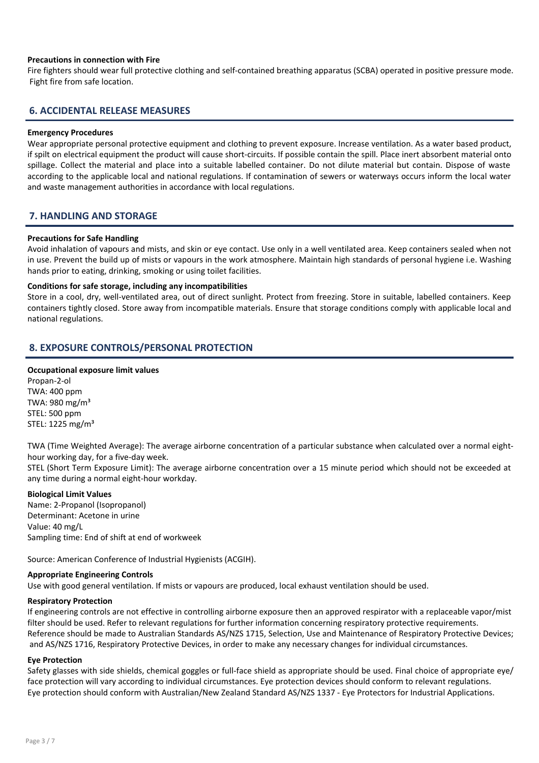**Precautions in connection with Fire**

Fire fighters should wear full protective clothing and self-contained breathing apparatus (SCBA) operated in positive pressure mode. Fight fire from safe location.

## 6. ACCIDENTAL RELEASE MEASURES

**Emergency Procedures**

Wear appropriate personal protective equipment and clothing to prevent exposure. Increase ventilation. As a water based product, if spilt on electrical equipment the product will cause short-circuits. If possible contain the spill. Place inert absorbent material onto spillage. Collect the material and place into a suitable labelled container. Do not dilute material but contain. Dispose of waste according to the applicable local and national regulations. If contamination of sewers or waterways occurs inform the local water and waste management authorities in accordance with local regulations.

## 7. HANDLING AND STORAGE

**Precautions for Safe Handling**

Avoid inhalation of vapours and mists, and skin or eye contact. Use only in a well ventilated area. Keep containers sealed when not in use. Prevent the build up of mists or vapours in the work atmosphere. Maintain high standards of personal hygiene i.e. Washing hands prior to eating, drinking, smoking or using toilet facilities.

**Conditions for safe storage, including any incompatibilities**

Store in a cool, dry, well-ventilated area, out of direct sunlight. Protect from freezing. Store in suitable, labelled containers. Keep containers tightly closed. Store away from incompatible materials. Ensure that storage conditions comply with applicable local and national regulations.

## 8. EXPOSURE CONTROLS/PERSONAL PROTECTION

**Occupational exposure limit values**

Propan-2-ol
TWA: 400 ppm
TWA: 980 mg/m³
STEL: 500 ppm
STEL: 1225 mg/m³

TWA (Time Weighted Average): The average airborne concentration of a particular substance when calculated over a normal eight-hour working day, for a five-day week.
STEL (Short Term Exposure Limit): The average airborne concentration over a 15 minute period which should not be exceeded at any time during a normal eight-hour workday.

**Biological Limit Values**

Name: 2-Propanol (Isopropanol)
Determinant: Acetone in urine
Value: 40 mg/L
Sampling time: End of shift at end of workweek

Source: American Conference of Industrial Hygienists (ACGIH).

**Appropriate Engineering Controls**

Use with good general ventilation. If mists or vapours are produced, local exhaust ventilation should be used.

**Respiratory Protection**

If engineering controls are not effective in controlling airborne exposure then an approved respirator with a replaceable vapor/mist filter should be used. Refer to relevant regulations for further information concerning respiratory protective requirements.
Reference should be made to Australian Standards AS/NZS 1715, Selection, Use and Maintenance of Respiratory Protective Devices; and AS/NZS 1716, Respiratory Protective Devices, in order to make any necessary changes for individual circumstances.

**Eye Protection**

Safety glasses with side shields, chemical goggles or full-face shield as appropriate should be used. Final choice of appropriate eye/ face protection will vary according to individual circumstances. Eye protection devices should conform to relevant regulations.
Eye protection should conform with Australian/New Zealand Standard AS/NZS 1337 - Eye Protectors for Industrial Applications.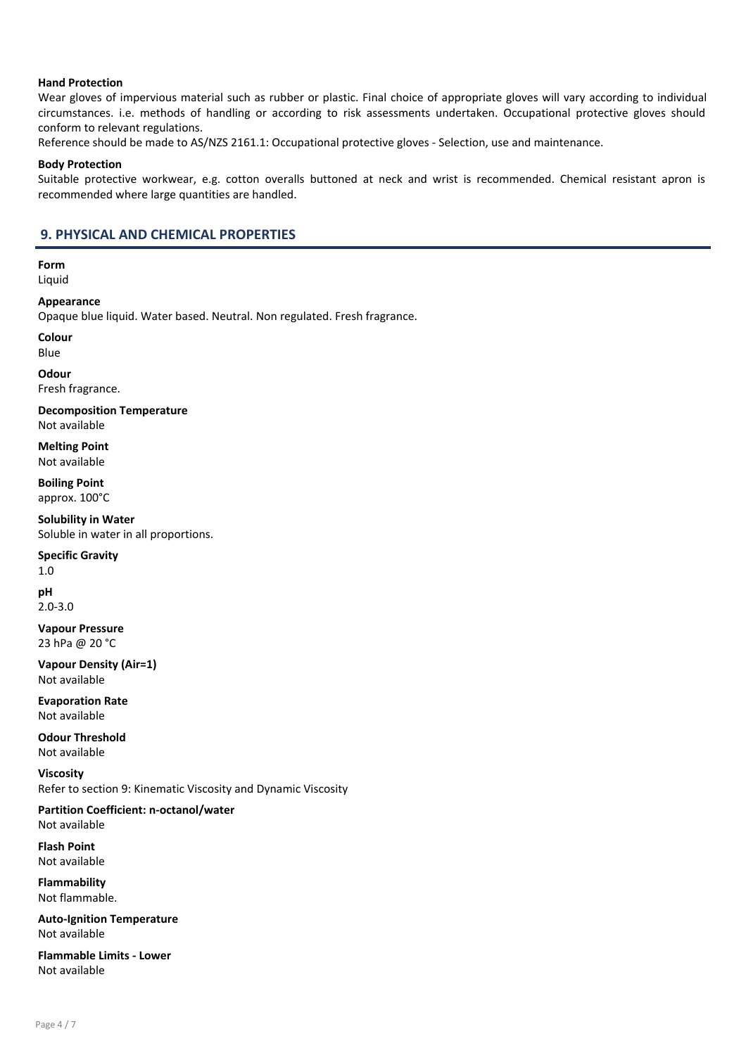### Hand Protection

Wear gloves of impervious material such as rubber or plastic. Final choice of appropriate gloves will vary according to individual circumstances. i.e. methods of handling or according to risk assessments undertaken. Occupational protective gloves should conform to relevant regulations.

Reference should be made to AS/NZS 2161.1: Occupational protective gloves - Selection, use and maintenance.

### Body Protection

Suitable protective workwear, e.g. cotton overalls buttoned at neck and wrist is recommended. Chemical resistant apron is recommended where large quantities are handled.

## 9. PHYSICAL AND CHEMICAL PROPERTIES

**Form**
Liquid

**Appearance**
Opaque blue liquid. Water based. Neutral. Non regulated. Fresh fragrance.

**Colour**
Blue

**Odour**
Fresh fragrance.

**Decomposition Temperature**
Not available

**Melting Point**
Not available

**Boiling Point**
approx. 100°C

**Solubility in Water**
Soluble in water in all proportions.

**Specific Gravity**
1.0

**pH**
2.0-3.0

**Vapour Pressure**
23 hPa @ 20 °C

**Vapour Density (Air=1)**
Not available

**Evaporation Rate**
Not available

**Odour Threshold**
Not available

**Viscosity**
Refer to section 9: Kinematic Viscosity and Dynamic Viscosity

**Partition Coefficient: n-octanol/water**
Not available

**Flash Point**
Not available

**Flammability**
Not flammable.

**Auto-Ignition Temperature**
Not available

**Flammable Limits - Lower**
Not available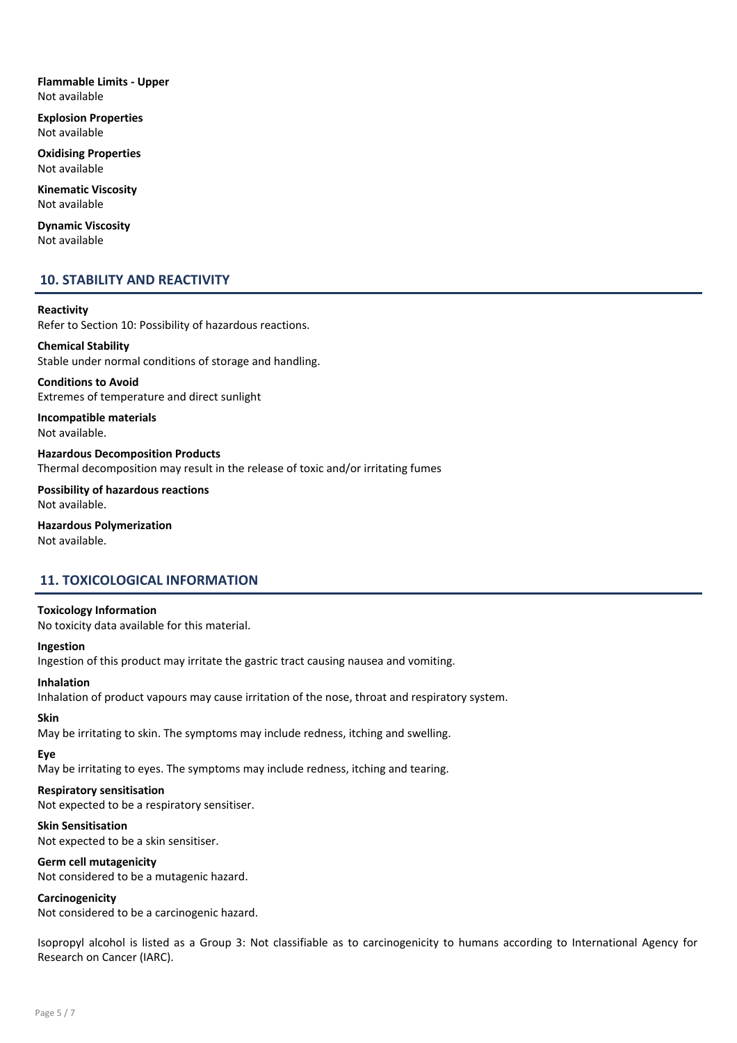**Flammable Limits - Upper**
Not available

**Explosion Properties**
Not available

**Oxidising Properties**
Not available

**Kinematic Viscosity**
Not available

**Dynamic Viscosity**
Not available

## 10. STABILITY AND REACTIVITY

**Reactivity**
Refer to Section 10: Possibility of hazardous reactions.

**Chemical Stability**
Stable under normal conditions of storage and handling.

**Conditions to Avoid**
Extremes of temperature and direct sunlight

**Incompatible materials**
Not available.

**Hazardous Decomposition Products**
Thermal decomposition may result in the release of toxic and/or irritating fumes

**Possibility of hazardous reactions**
Not available.

**Hazardous Polymerization**
Not available.

## 11. TOXICOLOGICAL INFORMATION

**Toxicology Information**
No toxicity data available for this material.

**Ingestion**
Ingestion of this product may irritate the gastric tract causing nausea and vomiting.

**Inhalation**
Inhalation of product vapours may cause irritation of the nose, throat and respiratory system.

**Skin**
May be irritating to skin. The symptoms may include redness, itching and swelling.

**Eye**
May be irritating to eyes. The symptoms may include redness, itching and tearing.

**Respiratory sensitisation**
Not expected to be a respiratory sensitiser.

**Skin Sensitisation**
Not expected to be a skin sensitiser.

**Germ cell mutagenicity**
Not considered to be a mutagenic hazard.

**Carcinogenicity**
Not considered to be a carcinogenic hazard.

Isopropyl alcohol is listed as a Group 3: Not classifiable as to carcinogenicity to humans according to International Agency for Research on Cancer (IARC).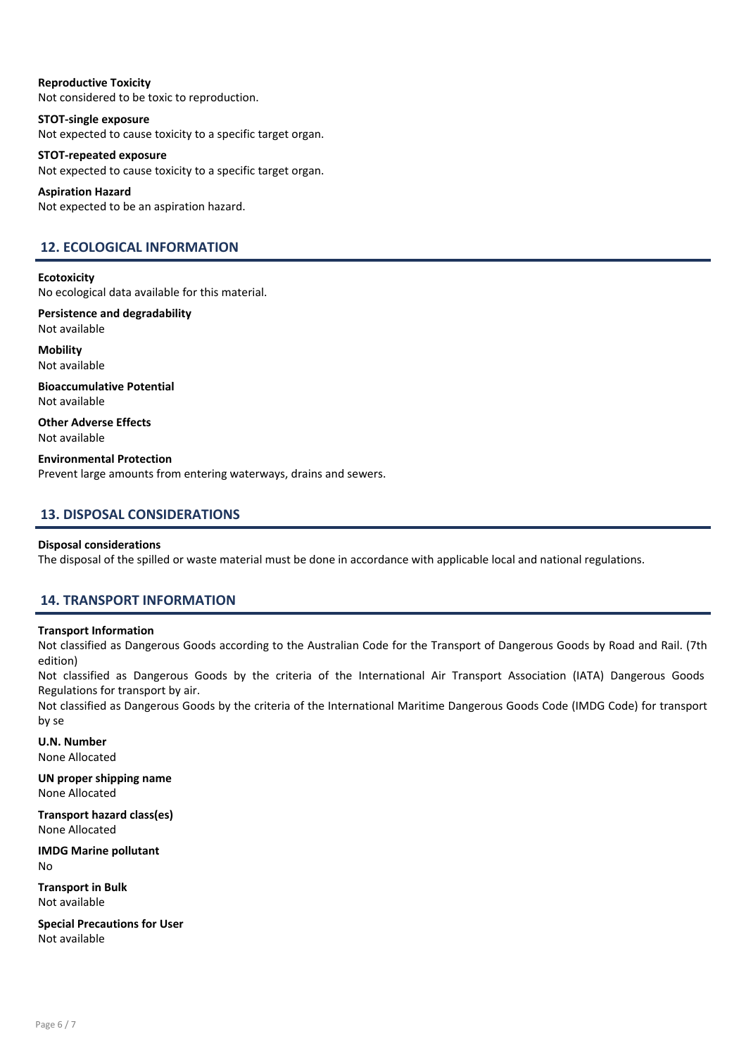**Reproductive Toxicity**
Not considered to be toxic to reproduction.

**STOT-single exposure**
Not expected to cause toxicity to a specific target organ.

**STOT-repeated exposure**
Not expected to cause toxicity to a specific target organ.

**Aspiration Hazard**
Not expected to be an aspiration hazard.

## 12. ECOLOGICAL INFORMATION

**Ecotoxicity**
No ecological data available for this material.

**Persistence and degradability**
Not available

**Mobility**
Not available

**Bioaccumulative Potential**
Not available

**Other Adverse Effects**
Not available

**Environmental Protection**
Prevent large amounts from entering waterways, drains and sewers.

## 13. DISPOSAL CONSIDERATIONS

**Disposal considerations**
The disposal of the spilled or waste material must be done in accordance with applicable local and national regulations.

## 14. TRANSPORT INFORMATION

**Transport Information**
Not classified as Dangerous Goods according to the Australian Code for the Transport of Dangerous Goods by Road and Rail. (7th edition)
Not classified as Dangerous Goods by the criteria of the International Air Transport Association (IATA) Dangerous Goods Regulations for transport by air.
Not classified as Dangerous Goods by the criteria of the International Maritime Dangerous Goods Code (IMDG Code) for transport by se

**U.N. Number**
None Allocated

**UN proper shipping name**
None Allocated

**Transport hazard class(es)**
None Allocated

**IMDG Marine pollutant**
No

**Transport in Bulk**
Not available

**Special Precautions for User**
Not available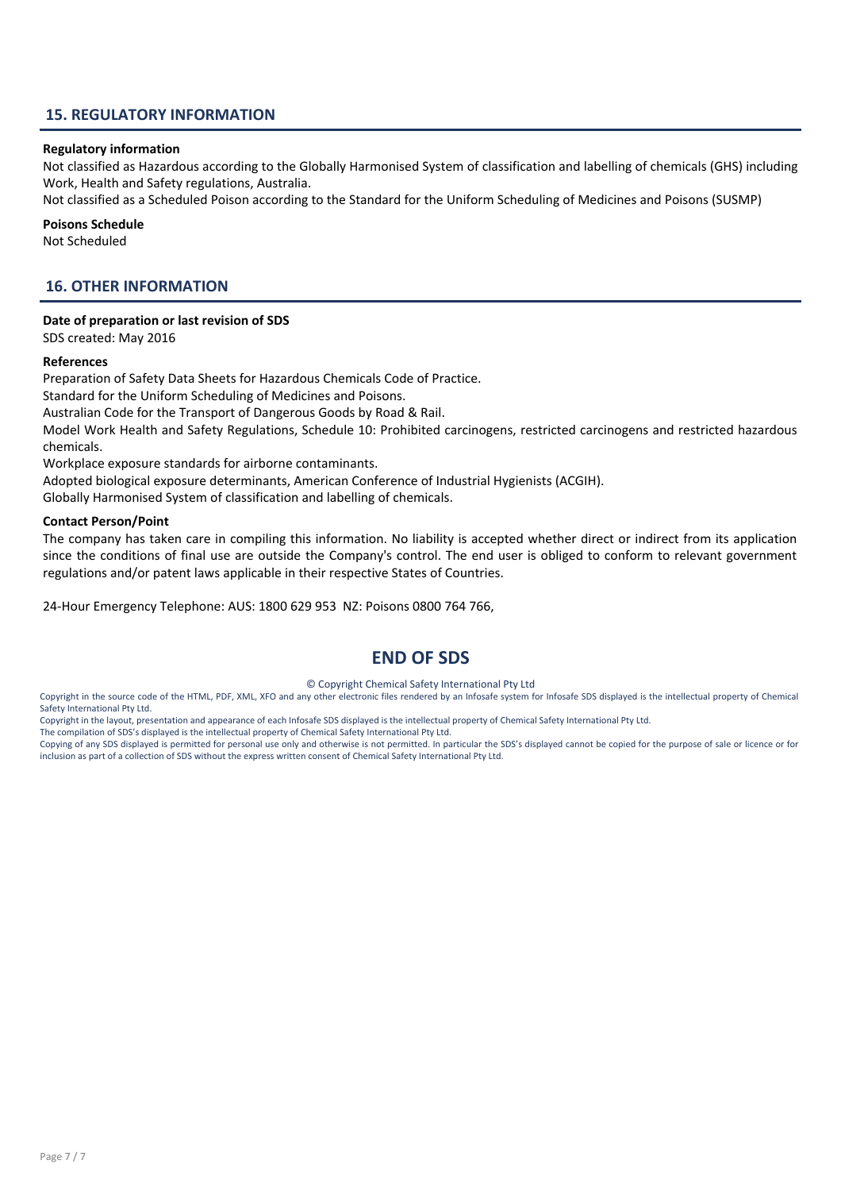## 15. REGULATORY INFORMATION

**Regulatory information**

Not classified as Hazardous according to the Globally Harmonised System of classification and labelling of chemicals (GHS) including Work, Health and Safety regulations, Australia.

Not classified as a Scheduled Poison according to the Standard for the Uniform Scheduling of Medicines and Poisons (SUSMP)

**Poisons Schedule**

Not Scheduled

## 16. OTHER INFORMATION

**Date of preparation or last revision of SDS**

SDS created: May 2016

**References**

Preparation of Safety Data Sheets for Hazardous Chemicals Code of Practice.

Standard for the Uniform Scheduling of Medicines and Poisons.

Australian Code for the Transport of Dangerous Goods by Road & Rail.

Model Work Health and Safety Regulations, Schedule 10: Prohibited carcinogens, restricted carcinogens and restricted hazardous chemicals.

Workplace exposure standards for airborne contaminants.

Adopted biological exposure determinants, American Conference of Industrial Hygienists (ACGIH).

Globally Harmonised System of classification and labelling of chemicals.

**Contact Person/Point**

The company has taken care in compiling this information. No liability is accepted whether direct or indirect from its application since the conditions of final use are outside the Company's control. The end user is obliged to conform to relevant government regulations and/or patent laws applicable in their respective States of Countries.

24-Hour Emergency Telephone: AUS: 1800 629 953 NZ: Poisons 0800 764 766,

## END OF SDS

© Copyright Chemical Safety International Pty Ltd

Copyright in the source code of the HTML, PDF, XML, XFO and any other electronic files rendered by an Infosafe system for Infosafe SDS displayed is the intellectual property of Chemical Safety International Pty Ltd.

Copyright in the layout, presentation and appearance of each Infosafe SDS displayed is the intellectual property of Chemical Safety International Pty Ltd.

The compilation of SDS's displayed is the intellectual property of Chemical Safety International Pty Ltd.

Copying of any SDS displayed is permitted for personal use only and otherwise is not permitted. In particular the SDS's displayed cannot be copied for the purpose of sale or licence or for inclusion as part of a collection of SDS without the express written consent of Chemical Safety International Pty Ltd.